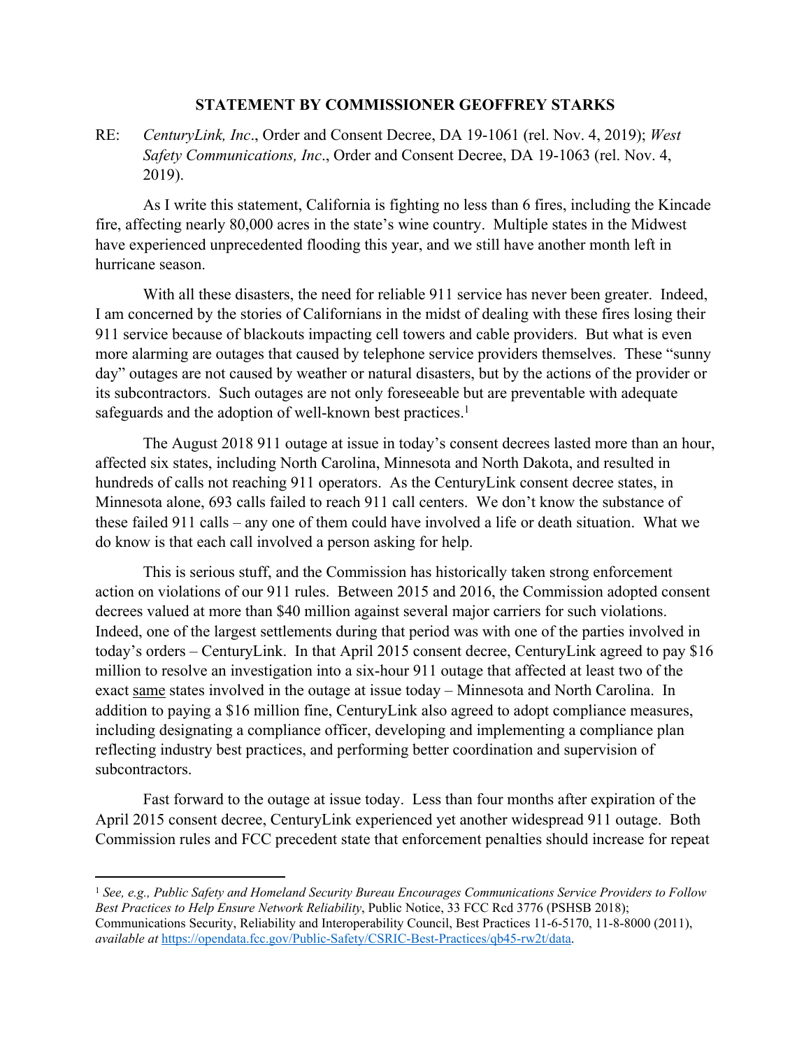**STATEMENT BY COMMISSIONER GEOFFREY STARKS**

RE: *CenturyLink, Inc*., Order and Consent Decree, DA 19-1061 (rel. Nov. 4, 2019); *West Safety Communications, Inc*., Order and Consent Decree, DA 19-1063 (rel. Nov. 4, 2019).

As I write this statement, California is fighting no less than 6 fires, including the Kincade fire, affecting nearly 80,000 acres in the state's wine country. Multiple states in the Midwest have experienced unprecedented flooding this year, and we still have another month left in hurricane season.

With all these disasters, the need for reliable 911 service has never been greater. Indeed, I am concerned by the stories of Californians in the midst of dealing with these fires losing their 911 service because of blackouts impacting cell towers and cable providers. But what is even more alarming are outages that caused by telephone service providers themselves. These "sunny day" outages are not caused by weather or natural disasters, but by the actions of the provider or its subcontractors. Such outages are not only foreseeable but are preventable with adequate safeguards and the adoption of well-known best practices.[1]

The August 2018 911 outage at issue in today's consent decrees lasted more than an hour, affected six states, including North Carolina, Minnesota and North Dakota, and resulted in hundreds of calls not reaching 911 operators. As the CenturyLink consent decree states, in Minnesota alone, 693 calls failed to reach 911 call centers. We don't know the substance of these failed 911 calls – any one of them could have involved a life or death situation. What we do know is that each call involved a person asking for help.

This is serious stuff, and the Commission has historically taken strong enforcement action on violations of our 911 rules. Between 2015 and 2016, the Commission adopted consent decrees valued at more than $40 million against several major carriers for such violations. Indeed, one of the largest settlements during that period was with one of the parties involved in today's orders – CenturyLink. In that April 2015 consent decree, CenturyLink agreed to pay $16 million to resolve an investigation into a six-hour 911 outage that affected at least two of the exact <u>same</u> states involved in the outage at issue today – Minnesota and North Carolina. In addition to paying a $16 million fine, CenturyLink also agreed to adopt compliance measures, including designating a compliance officer, developing and implementing a compliance plan reflecting industry best practices, and performing better coordination and supervision of subcontractors.

Fast forward to the outage at issue today. Less than four months after expiration of the April 2015 consent decree, CenturyLink experienced yet another widespread 911 outage. Both Commission rules and FCC precedent state that enforcement penalties should increase for repeat

---

[1] *See, e.g., Public Safety and Homeland Security Bureau Encourages Communications Service Providers to Follow Best Practices to Help Ensure Network Reliability*, Public Notice, 33 FCC Rcd 3776 (PSHSB 2018); Communications Security, Reliability and Interoperability Council, Best Practices 11-6-5170, 11-8-8000 (2011), *available at* https://opendata.fcc.gov/Public-Safety/CSRIC-Best-Practices/qb45-rw2t/data.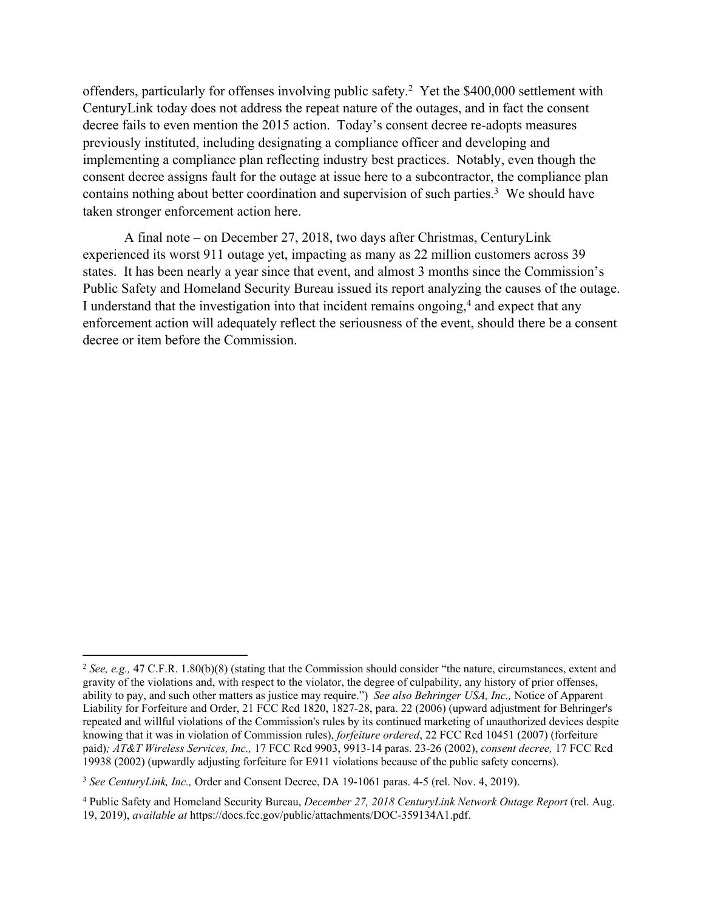offenders, particularly for offenses involving public safety.[2] Yet the $400,000 settlement with CenturyLink today does not address the repeat nature of the outages, and in fact the consent decree fails to even mention the 2015 action. Today's consent decree re-adopts measures previously instituted, including designating a compliance officer and developing and implementing a compliance plan reflecting industry best practices. Notably, even though the consent decree assigns fault for the outage at issue here to a subcontractor, the compliance plan contains nothing about better coordination and supervision of such parties.[3] We should have taken stronger enforcement action here.

A final note – on December 27, 2018, two days after Christmas, CenturyLink experienced its worst 911 outage yet, impacting as many as 22 million customers across 39 states. It has been nearly a year since that event, and almost 3 months since the Commission's Public Safety and Homeland Security Bureau issued its report analyzing the causes of the outage. I understand that the investigation into that incident remains ongoing,[4] and expect that any enforcement action will adequately reflect the seriousness of the event, should there be a consent decree or item before the Commission.

---

[2] *See, e.g.,* 47 C.F.R. 1.80(b)(8) (stating that the Commission should consider "the nature, circumstances, extent and gravity of the violations and, with respect to the violator, the degree of culpability, any history of prior offenses, ability to pay, and such other matters as justice may require.") *See also Behringer USA, Inc.,* Notice of Apparent Liability for Forfeiture and Order, 21 FCC Rcd 1820, 1827-28, para. 22 (2006) (upward adjustment for Behringer's repeated and willful violations of the Commission's rules by its continued marketing of unauthorized devices despite knowing that it was in violation of Commission rules), *forfeiture ordered*, 22 FCC Rcd 10451 (2007) (forfeiture paid)*; AT&T Wireless Services, Inc.,* 17 FCC Rcd 9903, 9913-14 paras. 23-26 (2002), *consent decree,* 17 FCC Rcd 19938 (2002) (upwardly adjusting forfeiture for E911 violations because of the public safety concerns).

[3] *See CenturyLink, Inc.,* Order and Consent Decree, DA 19-1061 paras. 4-5 (rel. Nov. 4, 2019).

[4] Public Safety and Homeland Security Bureau, *December 27, 2018 CenturyLink Network Outage Report* (rel. Aug. 19, 2019), *available at* https://docs.fcc.gov/public/attachments/DOC-359134A1.pdf.